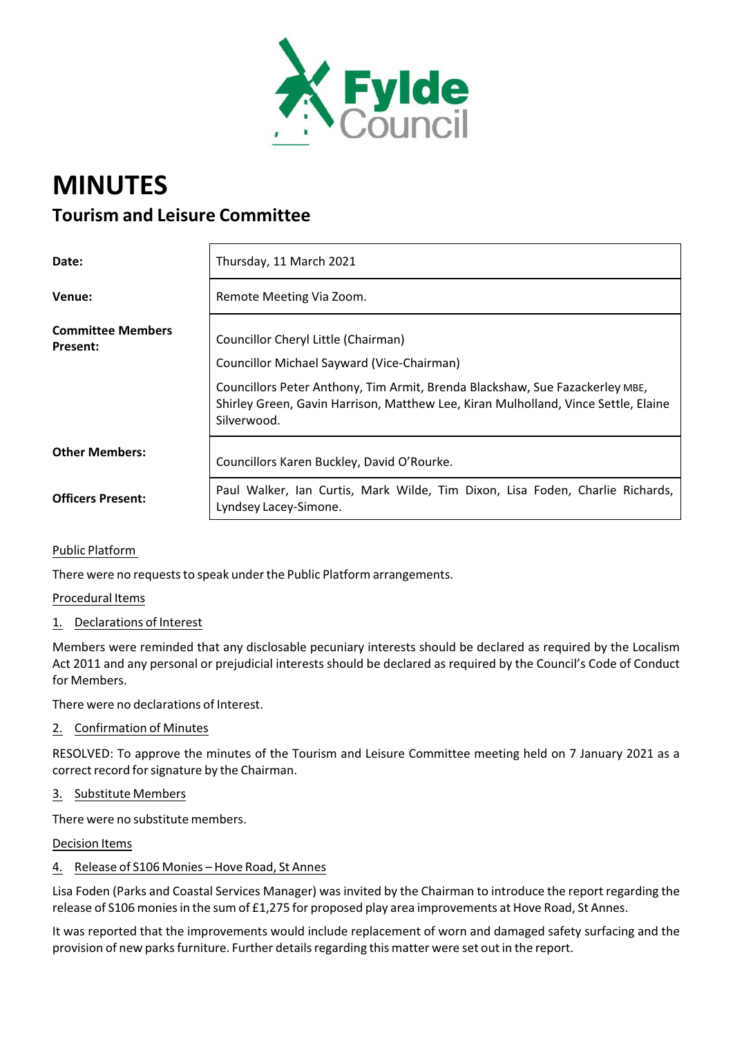# MINUTES

## Tourism and Leisure Committee

| | |
|---|---|
| **Date:** | Thursday, 11 March 2021 |
| **Venue:** | Remote Meeting Via Zoom. |
| **Committee Members Present:** | Councillor Cheryl Little (Chairman)<br>Councillor Michael Sayward (Vice-Chairman)<br>Councillors Peter Anthony, Tim Armit, Brenda Blackshaw, Sue Fazackerley MBE, Shirley Green, Gavin Harrison, Matthew Lee, Kiran Mulholland, Vince Settle, Elaine Silverwood. |
| **Other Members:** | Councillors Karen Buckley, David O'Rourke. |
| **Officers Present:** | Paul Walker, Ian Curtis, Mark Wilde, Tim Dixon, Lisa Foden, Charlie Richards, Lyndsey Lacey-Simone. |

Public Platform

There were no requests to speak under the Public Platform arrangements.

Procedural Items

1. Declarations of Interest

Members were reminded that any disclosable pecuniary interests should be declared as required by the Localism Act 2011 and any personal or prejudicial interests should be declared as required by the Council's Code of Conduct for Members.

There were no declarations of Interest.

2. Confirmation of Minutes

RESOLVED: To approve the minutes of the Tourism and Leisure Committee meeting held on 7 January 2021 as a correct record for signature by the Chairman.

3. Substitute Members

There were no substitute members.

Decision Items

4. Release of S106 Monies – Hove Road, St Annes

Lisa Foden (Parks and Coastal Services Manager) was invited by the Chairman to introduce the report regarding the release of S106 monies in the sum of £1,275 for proposed play area improvements at Hove Road, St Annes.

It was reported that the improvements would include replacement of worn and damaged safety surfacing and the provision of new parks furniture. Further details regarding this matter were set out in the report.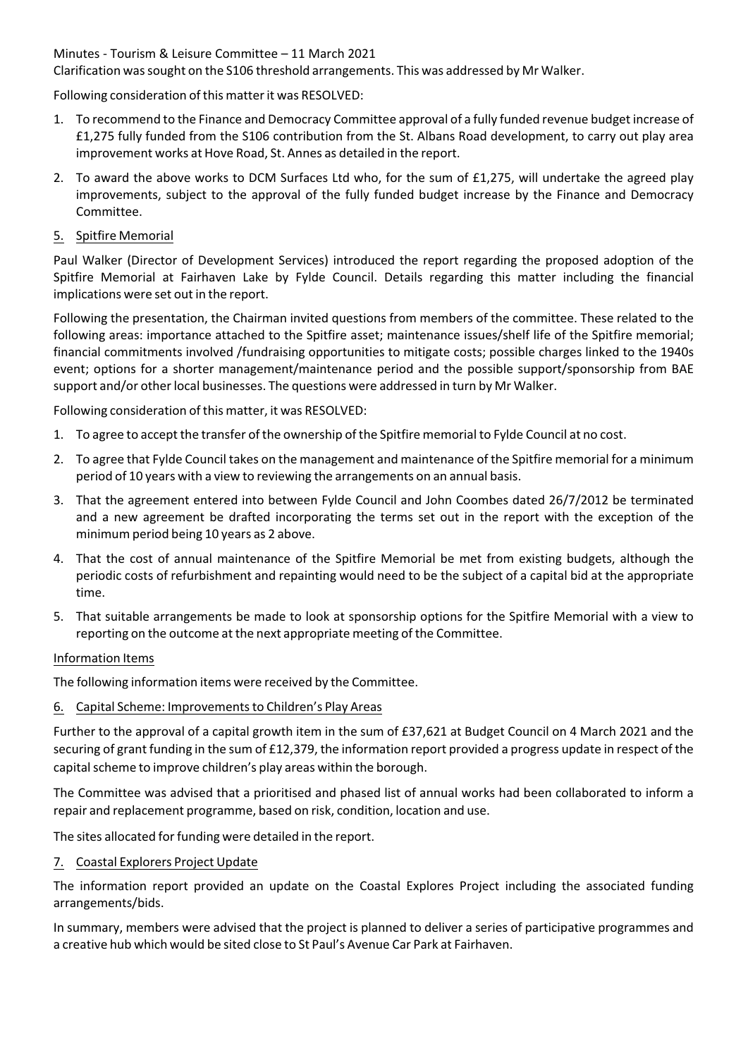Minutes - Tourism & Leisure Committee – 11 March 2021

Clarification was sought on the S106 threshold arrangements. This was addressed by Mr Walker.

Following consideration of this matter it was RESOLVED:

1. To recommend to the Finance and Democracy Committee approval of a fully funded revenue budget increase of £1,275 fully funded from the S106 contribution from the St. Albans Road development, to carry out play area improvement works at Hove Road, St. Annes as detailed in the report.
2. To award the above works to DCM Surfaces Ltd who, for the sum of £1,275, will undertake the agreed play improvements, subject to the approval of the fully funded budget increase by the Finance and Democracy Committee.

## 5. Spitfire Memorial

Paul Walker (Director of Development Services) introduced the report regarding the proposed adoption of the Spitfire Memorial at Fairhaven Lake by Fylde Council. Details regarding this matter including the financial implications were set out in the report.

Following the presentation, the Chairman invited questions from members of the committee. These related to the following areas: importance attached to the Spitfire asset; maintenance issues/shelf life of the Spitfire memorial; financial commitments involved /fundraising opportunities to mitigate costs; possible charges linked to the 1940s event; options for a shorter management/maintenance period and the possible support/sponsorship from BAE support and/or other local businesses. The questions were addressed in turn by Mr Walker.

Following consideration of this matter, it was RESOLVED:

1. To agree to accept the transfer of the ownership of the Spitfire memorial to Fylde Council at no cost.
2. To agree that Fylde Council takes on the management and maintenance of the Spitfire memorial for a minimum period of 10 years with a view to reviewing the arrangements on an annual basis.
3. That the agreement entered into between Fylde Council and John Coombes dated 26/7/2012 be terminated and a new agreement be drafted incorporating the terms set out in the report with the exception of the minimum period being 10 years as 2 above.
4. That the cost of annual maintenance of the Spitfire Memorial be met from existing budgets, although the periodic costs of refurbishment and repainting would need to be the subject of a capital bid at the appropriate time.
5. That suitable arrangements be made to look at sponsorship options for the Spitfire Memorial with a view to reporting on the outcome at the next appropriate meeting of the Committee.

## Information Items

The following information items were received by the Committee.

## 6. Capital Scheme: Improvements to Children's Play Areas

Further to the approval of a capital growth item in the sum of £37,621 at Budget Council on 4 March 2021 and the securing of grant funding in the sum of £12,379, the information report provided a progress update in respect of the capital scheme to improve children's play areas within the borough.

The Committee was advised that a prioritised and phased list of annual works had been collaborated to inform a repair and replacement programme, based on risk, condition, location and use.

The sites allocated for funding were detailed in the report.

## 7. Coastal Explorers Project Update

The information report provided an update on the Coastal Explores Project including the associated funding arrangements/bids.

In summary, members were advised that the project is planned to deliver a series of participative programmes and a creative hub which would be sited close to St Paul's Avenue Car Park at Fairhaven.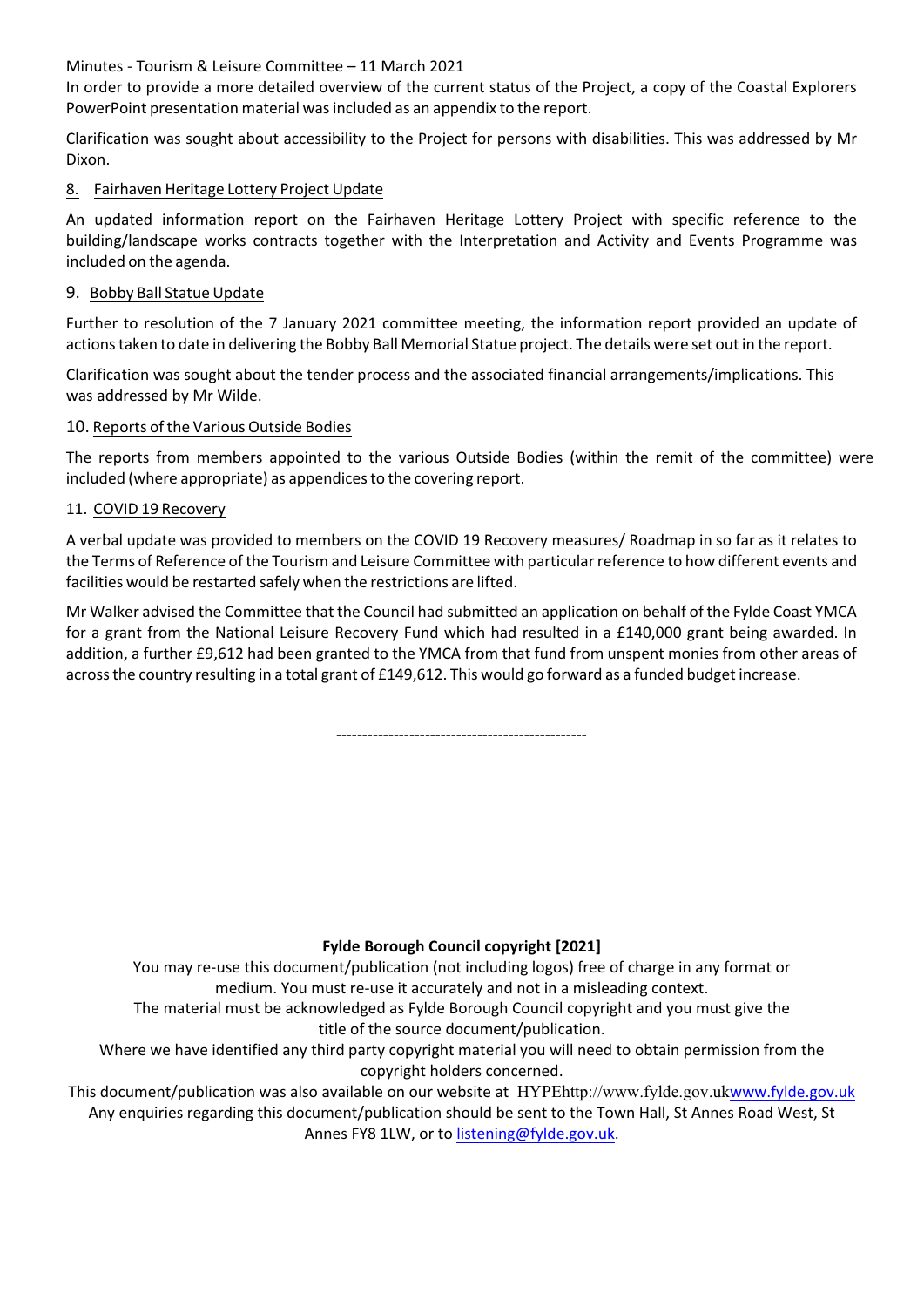Minutes - Tourism & Leisure Committee – 11 March 2021

In order to provide a more detailed overview of the current status of the Project, a copy of the Coastal Explorers PowerPoint presentation material was included as an appendix to the report.

Clarification was sought about accessibility to the Project for persons with disabilities. This was addressed by Mr Dixon.

## 8. Fairhaven Heritage Lottery Project Update

An updated information report on the Fairhaven Heritage Lottery Project with specific reference to the building/landscape works contracts together with the Interpretation and Activity and Events Programme was included on the agenda.

## 9. Bobby Ball Statue Update

Further to resolution of the 7 January 2021 committee meeting, the information report provided an update of actions taken to date in delivering the Bobby Ball Memorial Statue project. The details were set out in the report.

Clarification was sought about the tender process and the associated financial arrangements/implications. This was addressed by Mr Wilde.

## 10. Reports of the Various Outside Bodies

The reports from members appointed to the various Outside Bodies (within the remit of the committee) were included (where appropriate) as appendices to the covering report.

## 11. COVID 19 Recovery

A verbal update was provided to members on the COVID 19 Recovery measures/ Roadmap in so far as it relates to the Terms of Reference of the Tourism and Leisure Committee with particular reference to how different events and facilities would be restarted safely when the restrictions are lifted.

Mr Walker advised the Committee that the Council had submitted an application on behalf of the Fylde Coast YMCA for a grant from the National Leisure Recovery Fund which had resulted in a £140,000 grant being awarded. In addition, a further £9,612 had been granted to the YMCA from that fund from unspent monies from other areas of across the country resulting in a total grant of £149,612. This would go forward as a funded budget increase.

------------------------------------------------

**Fylde Borough Council copyright [2021]**

You may re-use this document/publication (not including logos) free of charge in any format or medium. You must re-use it accurately and not in a misleading context.

The material must be acknowledged as Fylde Borough Council copyright and you must give the title of the source document/publication.

Where we have identified any third party copyright material you will need to obtain permission from the copyright holders concerned.

This document/publication was also available on our website at HYPEhttp://www.fylde.gov.ukwww.fylde.gov.uk

Any enquiries regarding this document/publication should be sent to the Town Hall, St Annes Road West, St Annes FY8 1LW, or to listening@fylde.gov.uk.